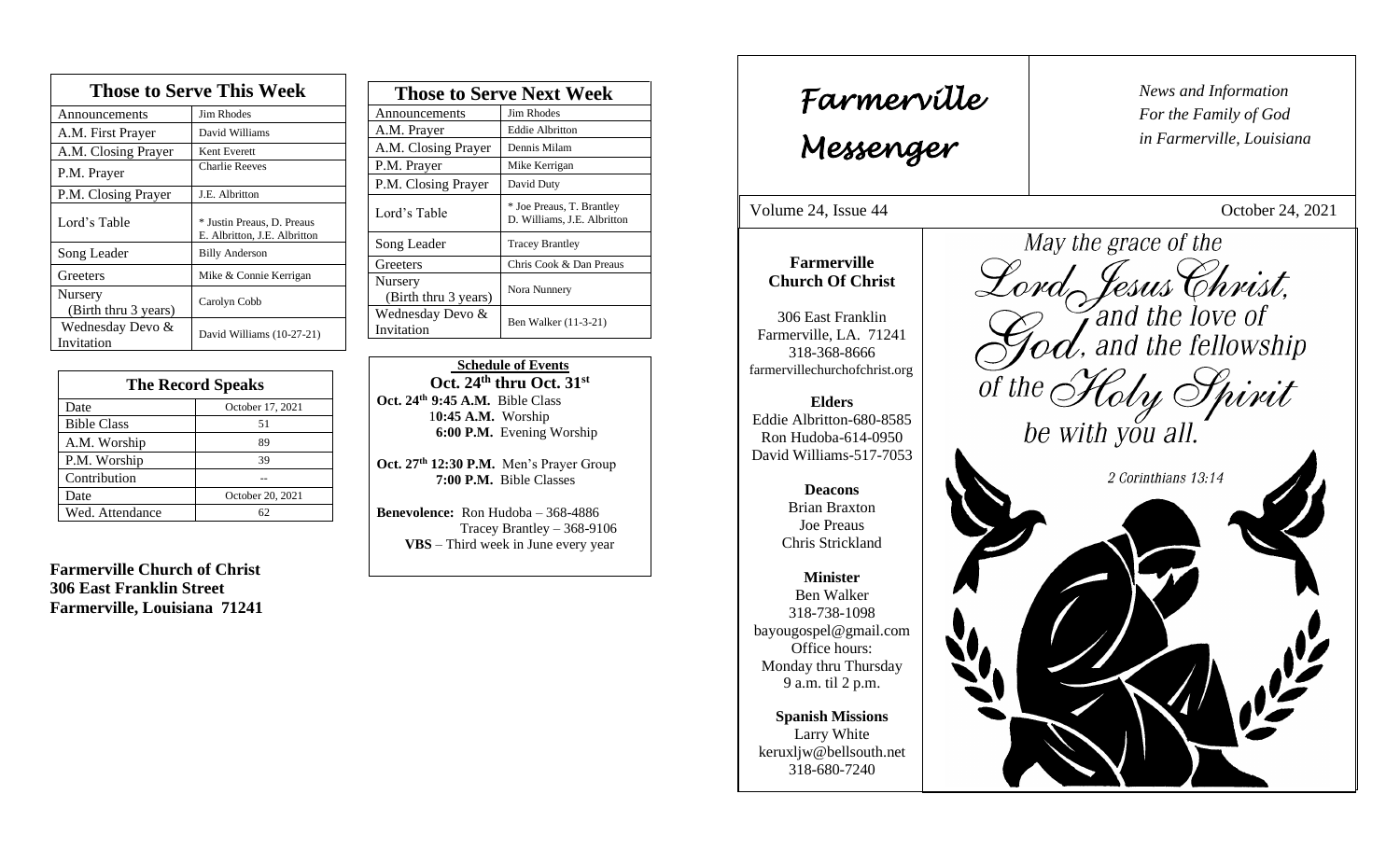## Those to Serve This Week

| Those to Serve This Week | |
|---|---|
| Announcements | Jim Rhodes |
| A.M. First Prayer | David Williams |
| A.M. Closing Prayer | Kent Everett |
| P.M. Prayer | Charlie Reeves |
| P.M. Closing Prayer | J.E. Albritton |
| Lord's Table | * Justin Preaus, D. Preaus E. Albritton, J.E. Albritton |
| Song Leader | Billy Anderson |
| Greeters | Mike & Connie Kerrigan |
| Nursery (Birth thru 3 years) | Carolyn Cobb |
| Wednesday Devo & Invitation | David Williams (10-27-21) |

## The Record Speaks

| The Record Speaks | |
|---|---|
| Date | October 17, 2021 |
| Bible Class | 51 |
| A.M. Worship | 89 |
| P.M. Worship | 39 |
| Contribution | -- |
| Date | October 20, 2021 |
| Wed. Attendance | 62 |

**Farmerville Church of Christ**
**306 East Franklin Street**
**Farmerville, Louisiana 71241**

## Those to Serve Next Week

| Those to Serve Next Week | |
|---|---|
| Announcements | Jim Rhodes |
| A.M. Prayer | Eddie Albritton |
| A.M. Closing Prayer | Dennis Milam |
| P.M. Prayer | Mike Kerrigan |
| P.M. Closing Prayer | David Duty |
| Lord's Table | * Joe Preaus, T. Brantley D. Williams, J.E. Albritton |
| Song Leader | Tracey Brantley |
| Greeters | Chris Cook & Dan Preaus |
| Nursery (Birth thru 3 years) | Nora Nunnery |
| Wednesday Devo & Invitation | Ben Walker (11-3-21) |

**Schedule of Events**
**Oct. 24th thru Oct. 31st**

**Oct. 24th 9:45 A.M.** Bible Class
**10:45 A.M.** Worship
**6:00 P.M.** Evening Worship

**Oct. 27th 12:30 P.M.** Men's Prayer Group
**7:00 P.M.** Bible Classes

**Benevolence:** Ron Hudoba – 368-4886
Tracey Brantley – 368-9106
**VBS** – Third week in June every year

# Farmerville Messenger

*News and Information*
*For the Family of God*
*in Farmerville, Louisiana*

Volume 24, Issue 44 October 24, 2021

**Farmerville Church Of Christ**

306 East Franklin
Farmerville, LA. 71241
318-368-8666
farmervillechurchofchrist.org

**Elders**
Eddie Albritton-680-8585
Ron Hudoba-614-0950
David Williams-517-7053

**Deacons**
Brian Braxton
Joe Preaus
Chris Strickland

**Minister**
Ben Walker
318-738-1098
bayougospel@gmail.com
Office hours:
Monday thru Thursday
9 a.m. til 2 p.m.

**Spanish Missions**
Larry White
keruxljw@bellsouth.net
318-680-7240

May the grace of the Lord Jesus Christ, and the love of God, and the fellowship of the Holy Spirit be with you all.

2 Corinthians 13:14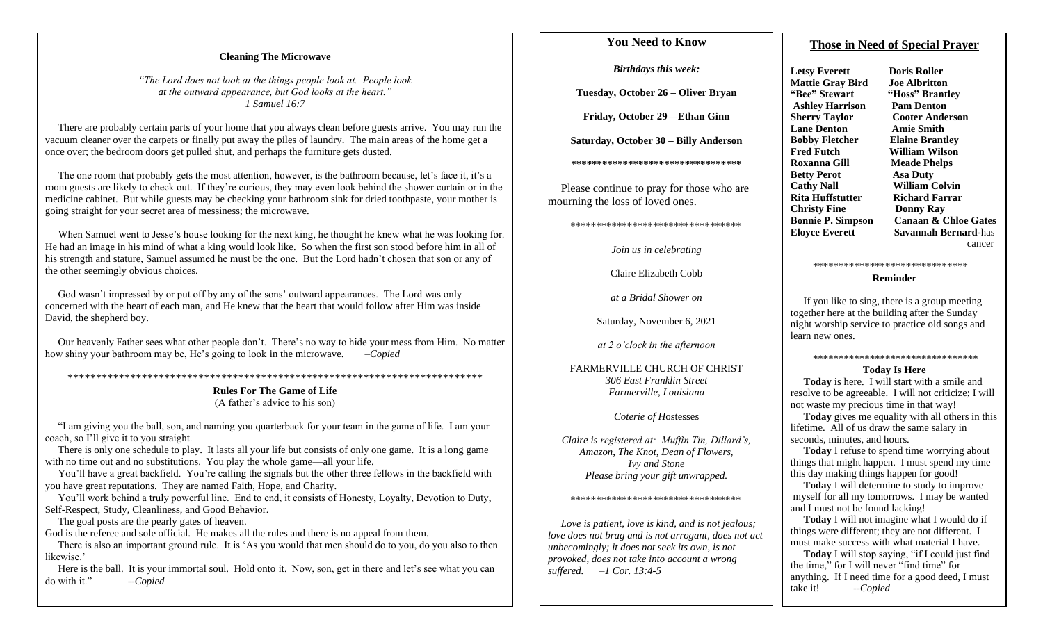### Cleaning The Microwave

*"The Lord does not look at the things people look at. People look at the outward appearance, but God looks at the heart."*
*1 Samuel 16:7*

There are probably certain parts of your home that you always clean before guests arrive. You may run the vacuum cleaner over the carpets or finally put away the piles of laundry. The main areas of the home get a once over; the bedroom doors get pulled shut, and perhaps the furniture gets dusted.

The one room that probably gets the most attention, however, is the bathroom because, let's face it, it's a room guests are likely to check out. If they're curious, they may even look behind the shower curtain or in the medicine cabinet. But while guests may be checking your bathroom sink for dried toothpaste, your mother is going straight for your secret area of messiness; the microwave.

When Samuel went to Jesse's house looking for the next king, he thought he knew what he was looking for. He had an image in his mind of what a king would look like. So when the first son stood before him in all of his strength and stature, Samuel assumed he must be the one. But the Lord hadn't chosen that son or any of the other seemingly obvious choices.

God wasn't impressed by or put off by any of the sons' outward appearances. The Lord was only concerned with the heart of each man, and He knew that the heart that would follow after Him was inside David, the shepherd boy.

Our heavenly Father sees what other people don't. There's no way to hide your mess from Him. No matter how shiny your bathroom may be, He's going to look in the microwave. –*Copied*

*****************************************************************************

### Rules For The Game of Life

(A father's advice to his son)

"I am giving you the ball, son, and naming you quarterback for your team in the game of life. I am your coach, so I'll give it to you straight.

There is only one schedule to play. It lasts all your life but consists of only one game. It is a long game with no time out and no substitutions. You play the whole game—all your life.

You'll have a great backfield. You're calling the signals but the other three fellows in the backfield with you have great reputations. They are named Faith, Hope, and Charity.

You'll work behind a truly powerful line. End to end, it consists of Honesty, Loyalty, Devotion to Duty, Self-Respect, Study, Cleanliness, and Good Behavior.

The goal posts are the pearly gates of heaven.

God is the referee and sole official. He makes all the rules and there is no appeal from them.

There is also an important ground rule. It is 'As you would that men should do to you, do you also to them likewise.'

Here is the ball. It is your immortal soul. Hold onto it. Now, son, get in there and let's see what you can do with it." --*Copied*

## You Need to Know

***Birthdays this week:***

**Tuesday, October 26 – Oliver Bryan**

**Friday, October 29—Ethan Ginn**

**Saturday, October 30 – Billy Anderson**

**********************************

Please continue to pray for those who are mourning the loss of loved ones.

**********************************

*Join us in celebrating*

Claire Elizabeth Cobb

*at a Bridal Shower on*

Saturday, November 6, 2021

*at 2 o'clock in the afternoon*

FARMERVILLE CHURCH OF CHRIST
*306 East Franklin Street*
*Farmerville, Louisiana*

*Coterie of Hostesses*

*Claire is registered at: Muffin Tin, Dillard's, Amazon, The Knot, Dean of Flowers, Ivy and Stone*
*Please bring your gift unwrapped.*

**********************************

*Love is patient, love is kind, and is not jealous; love does not brag and is not arrogant, does not act unbecomingly; it does not seek its own, is not provoked, does not take into account a wrong suffered. –1 Cor. 13:4-5*

## Those in Need of Special Prayer

| | |
|---|---|
| **Letsy Everett** | **Doris Roller** |
| **Mattie Gray Bird** | **Joe Albritton** |
| **"Bee" Stewart** | **"Hoss" Brantley** |
| **Ashley Harrison** | **Pam Denton** |
| **Sherry Taylor** | **Cooter Anderson** |
| **Lane Denton** | **Amie Smith** |
| **Bobby Fletcher** | **Elaine Brantley** |
| **Fred Futch** | **William Wilson** |
| **Roxanna Gill** | **Meade Phelps** |
| **Betty Perot** | **Asa Duty** |
| **Cathy Nall** | **William Colvin** |
| **Rita Huffstutter** | **Richard Farrar** |
| **Christy Fine** | **Donny Ray** |
| **Bonnie P. Simpson** | **Canaan & Chloe Gates** |
| **Eloyce Everett** | **Savannah Bernard**-has cancer |

******************************

**Reminder**

If you like to sing, there is a group meeting together here at the building after the Sunday night worship service to practice old songs and learn new ones.

********************************

**Today Is Here**

**Today** is here. I will start with a smile and resolve to be agreeable. I will not criticize; I will not waste my precious time in that way!

**Today** gives me equality with all others in this lifetime. All of us draw the same salary in seconds, minutes, and hours.

**Today** I refuse to spend time worrying about things that might happen. I must spend my time this day making things happen for good!

**Today** I will determine to study to improve myself for all my tomorrows. I may be wanted and I must not be found lacking!

**Today** I will not imagine what I would do if things were different; they are not different. I must make success with what material I have.

**Today** I will stop saying, "if I could just find the time," for I will never "find time" for anything. If I need time for a good deed, I must take it! --*Copied*